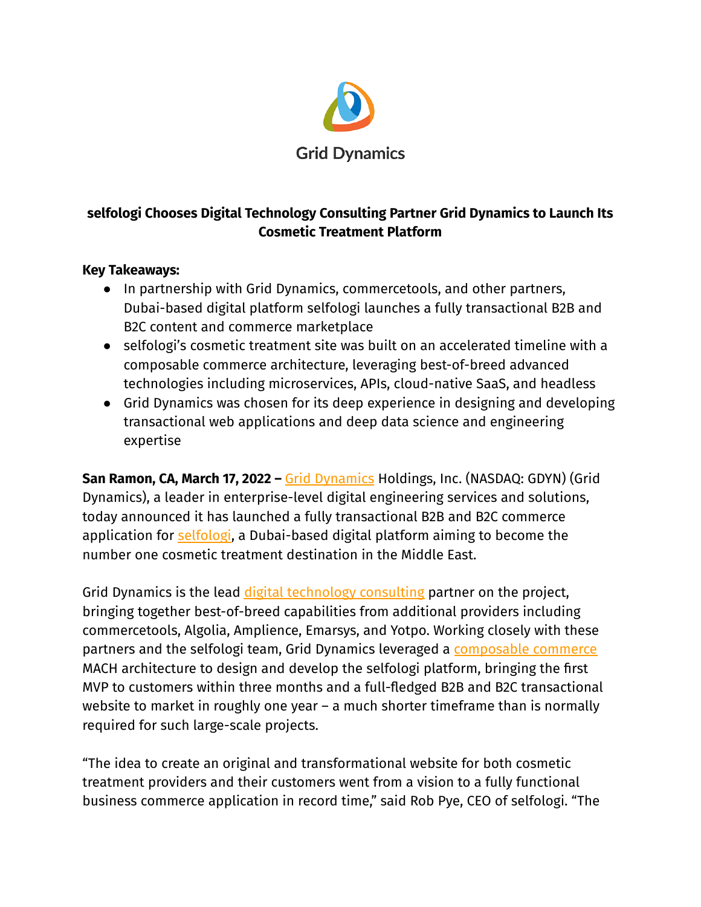Grid Dynamics

## selfologi Chooses Digital Technology Consulting Partner Grid Dynamics to Launch Its Cosmetic Treatment Platform

**Key Takeaways:**

- In partnership with Grid Dynamics, commercetools, and other partners, Dubai-based digital platform selfologi launches a fully transactional B2B and B2C content and commerce marketplace
- selfologi's cosmetic treatment site was built on an accelerated timeline with a composable commerce architecture, leveraging best-of-breed advanced technologies including microservices, APIs, cloud-native SaaS, and headless
- Grid Dynamics was chosen for its deep experience in designing and developing transactional web applications and deep data science and engineering expertise

**San Ramon, CA, March 17, 2022 –** Grid Dynamics Holdings, Inc. (NASDAQ: GDYN) (Grid Dynamics), a leader in enterprise-level digital engineering services and solutions, today announced it has launched a fully transactional B2B and B2C commerce application for selfologi, a Dubai-based digital platform aiming to become the number one cosmetic treatment destination in the Middle East.

Grid Dynamics is the lead digital technology consulting partner on the project, bringing together best-of-breed capabilities from additional providers including commercetools, Algolia, Amplience, Emarsys, and Yotpo. Working closely with these partners and the selfologi team, Grid Dynamics leveraged a composable commerce MACH architecture to design and develop the selfologi platform, bringing the first MVP to customers within three months and a full-fledged B2B and B2C transactional website to market in roughly one year – a much shorter timeframe than is normally required for such large-scale projects.

"The idea to create an original and transformational website for both cosmetic treatment providers and their customers went from a vision to a fully functional business commerce application in record time," said Rob Pye, CEO of selfologi. "The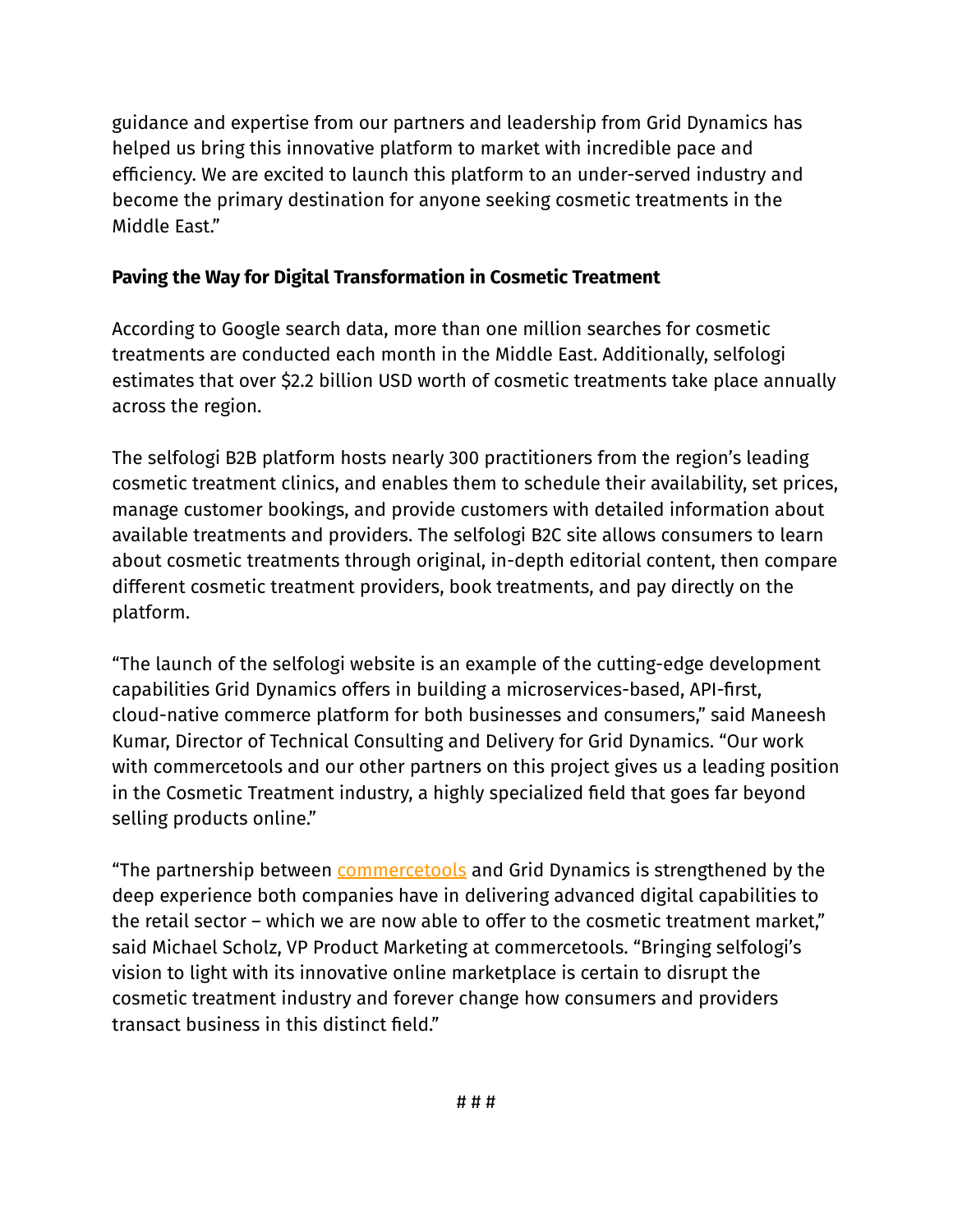guidance and expertise from our partners and leadership from Grid Dynamics has helped us bring this innovative platform to market with incredible pace and efficiency. We are excited to launch this platform to an under-served industry and become the primary destination for anyone seeking cosmetic treatments in the Middle East."

**Paving the Way for Digital Transformation in Cosmetic Treatment**

According to Google search data, more than one million searches for cosmetic treatments are conducted each month in the Middle East. Additionally, selfologi estimates that over $2.2 billion USD worth of cosmetic treatments take place annually across the region.

The selfologi B2B platform hosts nearly 300 practitioners from the region's leading cosmetic treatment clinics, and enables them to schedule their availability, set prices, manage customer bookings, and provide customers with detailed information about available treatments and providers. The selfologi B2C site allows consumers to learn about cosmetic treatments through original, in-depth editorial content, then compare different cosmetic treatment providers, book treatments, and pay directly on the platform.

"The launch of the selfologi website is an example of the cutting-edge development capabilities Grid Dynamics offers in building a microservices-based, API-first, cloud-native commerce platform for both businesses and consumers," said Maneesh Kumar, Director of Technical Consulting and Delivery for Grid Dynamics. "Our work with commercetools and our other partners on this project gives us a leading position in the Cosmetic Treatment industry, a highly specialized field that goes far beyond selling products online."

"The partnership between commercetools and Grid Dynamics is strengthened by the deep experience both companies have in delivering advanced digital capabilities to the retail sector – which we are now able to offer to the cosmetic treatment market," said Michael Scholz, VP Product Marketing at commercetools. "Bringing selfologi's vision to light with its innovative online marketplace is certain to disrupt the cosmetic treatment industry and forever change how consumers and providers transact business in this distinct field."

# # #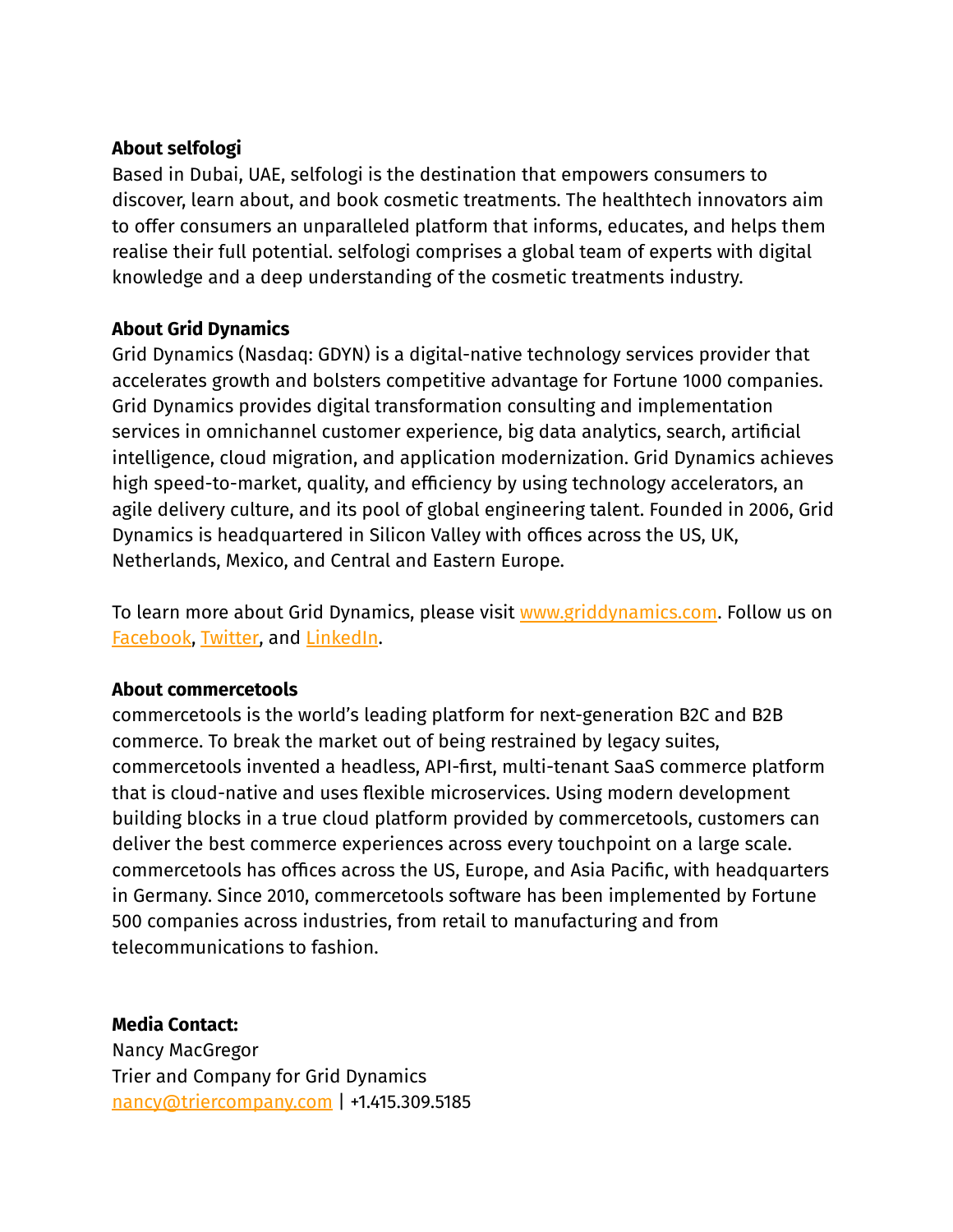**About selfologi**

Based in Dubai, UAE, selfologi is the destination that empowers consumers to discover, learn about, and book cosmetic treatments. The healthtech innovators aim to offer consumers an unparalleled platform that informs, educates, and helps them realise their full potential. selfologi comprises a global team of experts with digital knowledge and a deep understanding of the cosmetic treatments industry.

**About Grid Dynamics**

Grid Dynamics (Nasdaq: GDYN) is a digital-native technology services provider that accelerates growth and bolsters competitive advantage for Fortune 1000 companies. Grid Dynamics provides digital transformation consulting and implementation services in omnichannel customer experience, big data analytics, search, artificial intelligence, cloud migration, and application modernization. Grid Dynamics achieves high speed-to-market, quality, and efficiency by using technology accelerators, an agile delivery culture, and its pool of global engineering talent. Founded in 2006, Grid Dynamics is headquartered in Silicon Valley with offices across the US, UK, Netherlands, Mexico, and Central and Eastern Europe.

To learn more about Grid Dynamics, please visit [www.griddynamics.com](www.griddynamics.com). Follow us on [Facebook](), [Twitter](), and [LinkedIn]().

**About commercetools**

commercetools is the world's leading platform for next-generation B2C and B2B commerce. To break the market out of being restrained by legacy suites, commercetools invented a headless, API-first, multi-tenant SaaS commerce platform that is cloud-native and uses flexible microservices. Using modern development building blocks in a true cloud platform provided by commercetools, customers can deliver the best commerce experiences across every touchpoint on a large scale. commercetools has offices across the US, Europe, and Asia Pacific, with headquarters in Germany. Since 2010, commercetools software has been implemented by Fortune 500 companies across industries, from retail to manufacturing and from telecommunications to fashion.

**Media Contact:**

Nancy MacGregor
Trier and Company for Grid Dynamics
[nancy@triercompany.com](mailto:nancy@triercompany.com) | +1.415.309.5185